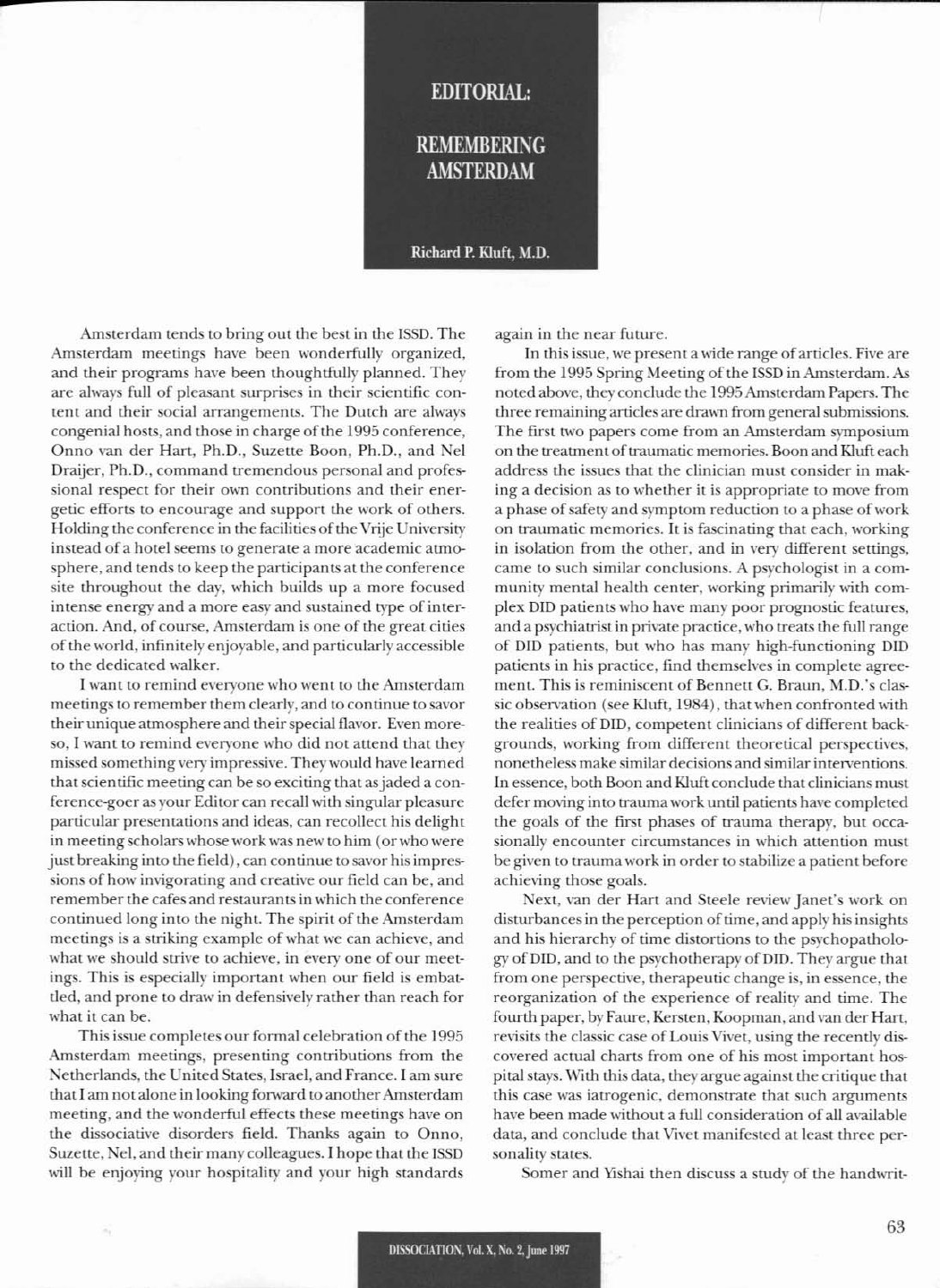# EDITORIAL:

# REMEMBERING AMSTERDAM

**Richard P. Kluft, M.D.**

Amsterdam tends to bring out the best in the ISSD. The Amsterdam meetings have been wonderfully organized, and their programs have been thoughtfully planned. They are always full of pleasant surprises in their scientific content and their social arrangements. The Dutch are always congenial hosts, and those in charge of the 1995 conference, Onno van der Hart, Ph.D., Suzette Boon, Ph.D., and Nel Draijer, Ph.D., command tremendous personal and professional respect for their own contributions and their energetic efforts to encourage and support the work of others. Holding the conference in the facilities of the Vrije University instead of a hotel seems to generate a more academic atmosphere, and tends to keep the participants at the conference site throughout the day, which builds up a more focused intense energy and a more easy and sustained type of interaction. And, of course, Amsterdam is one of the great cities of the world, infinitely enjoyable, and particularly accessible to the dedicated walker.

I want to remind everyone who went to the Amsterdam meetings to remember them clearly, and to continue to savor their unique atmosphere and their special flavor. Even moreso, I want to remind everyone who did not attend that they missed something very impressive. They would have learned that scientific meeting can be so exciting that as jaded a conference-goer as your Editor can recall with singular pleasure particular presentations and ideas, can recollect his delight in meeting scholars whose work was new to him (or who were just breaking into the field), can continue to savor his impressions of how invigorating and creative our field can be, and remember the cafes and restaurants in which the conference continued long into the night. The spirit of the Amsterdam meetings is a striking example of what we can achieve, and what we should strive to achieve, in every one of our meetings. This is especially important when our field is embattled, and prone to draw in defensively rather than reach for what it can be.

This issue completes our formal celebration of the 1995 Amsterdam meetings, presenting contributions from the Netherlands, the United States, Israel, and France. I am sure that I am not alone in looking forward to another Amsterdam meeting, and the wonderful effects these meetings have on the dissociative disorders field. Thanks again to Onno, Suzette, Nel, and their many colleagues. I hope that the ISSD will be enjoying your hospitality and your high standards again in the near future.

In this issue, we present a wide range of articles. Five are from the 1995 Spring Meeting of the ISSD in Amsterdam. As noted above, they conclude the 1995 Amsterdam Papers. The three remaining articles are drawn from general submissions. The first two papers come from an Amsterdam symposium on the treatment of traumatic memories. Boon and Kluft each address the issues that the clinician must consider in making a decision as to whether it is appropriate to move from a phase of safety and symptom reduction to a phase of work on traumatic memories. It is fascinating that each, working in isolation from the other, and in very different settings, came to such similar conclusions. A psychologist in a community mental health center, working primarily with complex DID patients who have many poor prognostic features, and a psychiatrist in private practice, who treats the full range of DID patients, but who has many high-functioning DID patients in his practice, find themselves in complete agreement. This is reminiscent of Bennett G. Braun, M.D.'s classic observation (see Kluft, 1984), that when confronted with the realities of DID, competent clinicians of different backgrounds, working from different theoretical perspectives, nonetheless make similar decisions and similar interventions. In essence, both Boon and Kluft conclude that clinicians must defer moving into trauma work until patients have completed the goals of the first phases of trauma therapy, but occasionally encounter circumstances in which attention must be given to trauma work in order to stabilize a patient before achieving those goals.

Next, van der Hart and Steele review Janet's work on disturbances in the perception of time, and apply his insights and his hierarchy of time distortions to the psychopathology of DID, and to the psychotherapy of DID. They argue that from one perspective, therapeutic change is, in essence, the reorganization of the experience of reality and time. The fourth paper, by Faure, Kersten, Koopman, and van der Hart, revisits the classic case of Louis Vivet, using the recently discovered actual charts from one of his most important hospital stays. With this data, they argue against the critique that this case was iatrogenic, demonstrate that such arguments have been made without a full consideration of all available data, and conclude that Vivet manifested at least three personality states.

Somer and Yishai then discuss a study of the handwrit-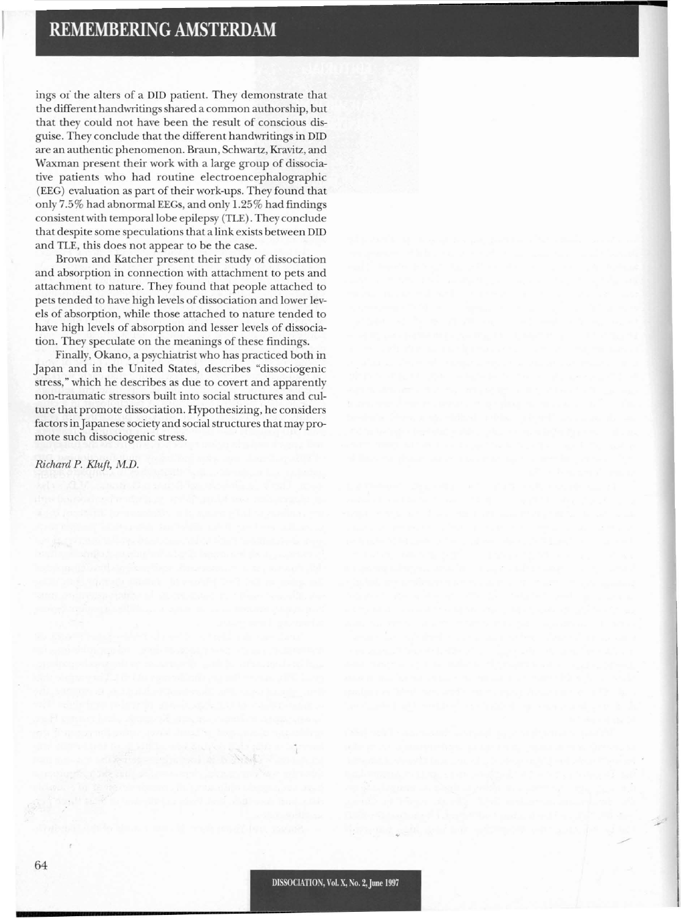ings of the alters of a DID patient. They demonstrate that the different handwritings shared a common authorship, but that they could not have been the result of conscious disguise. They conclude that the different handwritings in DID are an authentic phenomenon. Braun, Schwartz, Kravitz, and Waxman present their work with a large group of dissociative patients who had routine electroencephalographic (EEG) evaluation as part of their work-ups. They found that only 7.5% had abnormal EEGs, and only 1.25% had findings consistent with temporal lobe epilepsy (TLE). They conclude that despite some speculations that a link exists between DID and TLE, this does not appear to be the case.

Brown and Katcher present their study of dissociation and absorption in connection with attachment to pets and attachment to nature. They found that people attached to pets tended to have high levels of dissociation and lower levels of absorption, while those attached to nature tended to have high levels of absorption and lesser levels of dissociation. They speculate on the meanings of these findings.

Finally, Okano, a psychiatrist who has practiced both in Japan and in the United States, describes "dissociogenic stress," which he describes as due to covert and apparently non-traumatic stressors built into social structures and culture that promote dissociation. Hypothesizing, he considers factors in Japanese society and social structures that may promote such dissociogenic stress.

*Richard P. Kluft, M.D.*